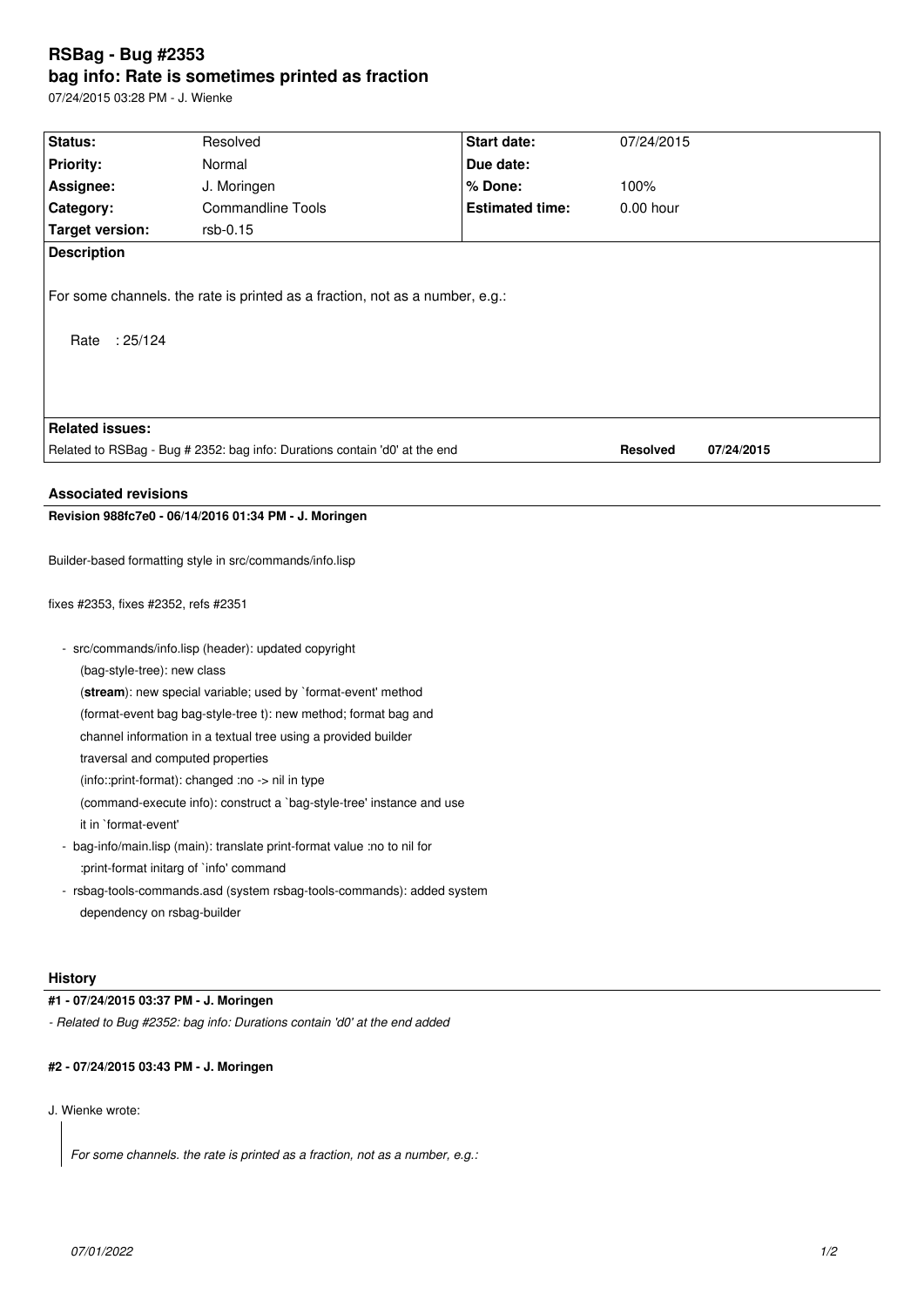# RSBag - Bug #2353

## bag info: Rate is sometimes printed as fraction

07/24/2015 03:28 PM - J. Wienke

| Status: | Resolved | Start date: | 07/24/2015 |
|---|---|---|---|
| Priority: | Normal | Due date: | |
| Assignee: | J. Moringen | % Done: | 100% |
| Category: | Commandline Tools | Estimated time: | 0.00 hour |
| Target version: | rsb-0.15 | | |

**Description**

For some channels. the rate is printed as a fraction, not as a number, e.g.:

```
Rate   : 25/124
```

**Related issues:**

Related to RSBag - Bug # 2352: bag info: Durations contain 'd0' at the end — **Resolved** — **07/24/2015**

### Associated revisions

**Revision 988fc7e0 - 06/14/2016 01:34 PM - J. Moringen**

Builder-based formatting style in src/commands/info.lisp

fixes #2353, fixes #2352, refs #2351

- src/commands/info.lisp (header): updated copyright
  (bag-style-tree): new class
  (**stream**): new special variable; used by `format-event' method
  (format-event bag bag-style-tree t): new method; format bag and
  channel information in a textual tree using a provided builder
  traversal and computed properties
  (info::print-format): changed :no -> nil in type
  (command-execute info): construct a `bag-style-tree' instance and use
  it in `format-event'
- bag-info/main.lisp (main): translate print-format value :no to nil for
  :print-format initarg of `info' command
- rsbag-tools-commands.asd (system rsbag-tools-commands): added system
  dependency on rsbag-builder

### History

**#1 - 07/24/2015 03:37 PM - J. Moringen**

*- Related to Bug #2352: bag info: Durations contain 'd0' at the end added*

**#2 - 07/24/2015 03:43 PM - J. Moringen**

J. Wienke wrote:

> *For some channels. the rate is printed as a fraction, not as a number, e.g.:*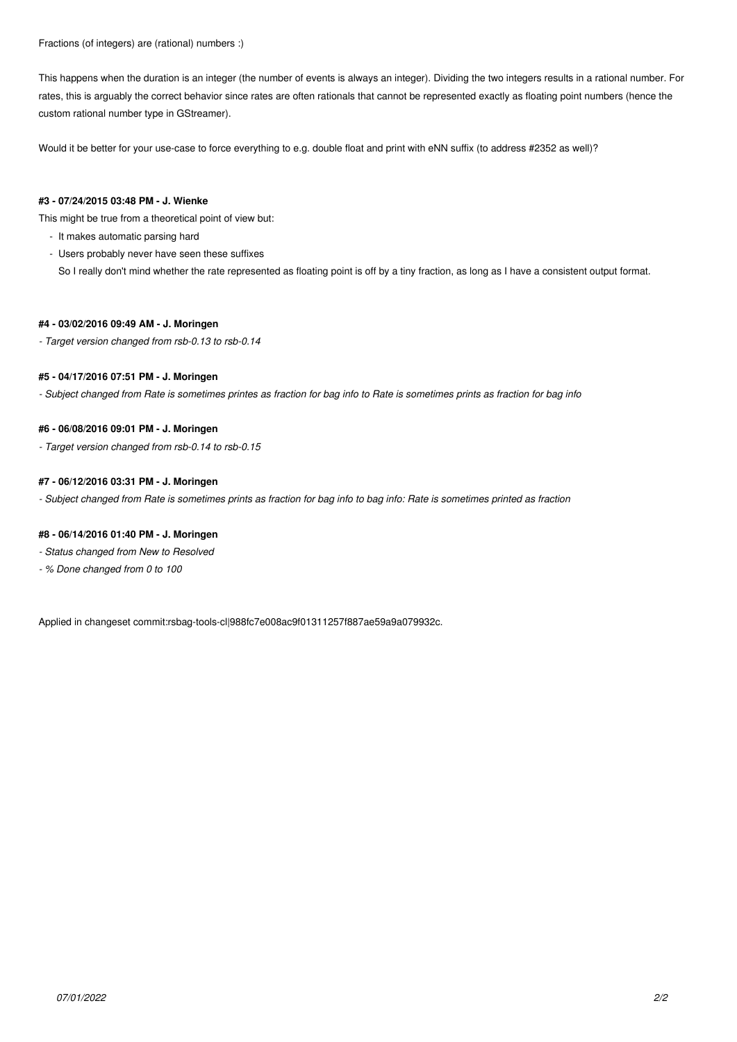Fractions (of integers) are (rational) numbers :)

This happens when the duration is an integer (the number of events is always an integer). Dividing the two integers results in a rational number. For rates, this is arguably the correct behavior since rates are often rationals that cannot be represented exactly as floating point numbers (hence the custom rational number type in GStreamer).

Would it be better for your use-case to force everything to e.g. double float and print with eNN suffix (to address #2352 as well)?

#### #3 - 07/24/2015 03:48 PM - J. Wienke

This might be true from a theoretical point of view but:

- It makes automatic parsing hard
- Users probably never have seen these suffixes
  So I really don't mind whether the rate represented as floating point is off by a tiny fraction, as long as I have a consistent output format.

#### #4 - 03/02/2016 09:49 AM - J. Moringen

*- Target version changed from rsb-0.13 to rsb-0.14*

#### #5 - 04/17/2016 07:51 PM - J. Moringen

*- Subject changed from Rate is sometimes printes as fraction for bag info to Rate is sometimes prints as fraction for bag info*

#### #6 - 06/08/2016 09:01 PM - J. Moringen

*- Target version changed from rsb-0.14 to rsb-0.15*

#### #7 - 06/12/2016 03:31 PM - J. Moringen

*- Subject changed from Rate is sometimes prints as fraction for bag info to bag info: Rate is sometimes printed as fraction*

#### #8 - 06/14/2016 01:40 PM - J. Moringen

*- Status changed from New to Resolved*

*- % Done changed from 0 to 100*

Applied in changeset commit:rsbag-tools-cl|988fc7e008ac9f01311257f887ae59a9a079932c.